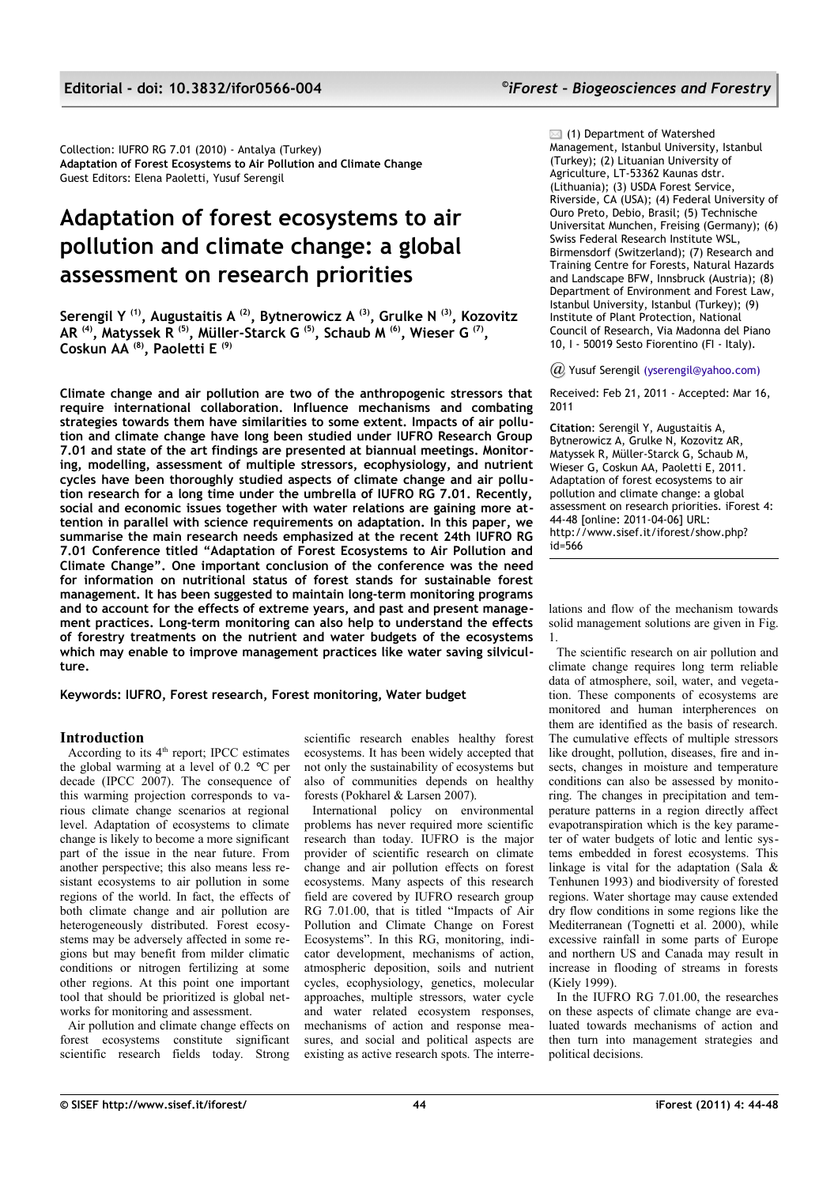Collection: IUFRO RG 7.01 (2010) - Antalya (Turkey)
**Adaptation of Forest Ecosystems to Air Pollution and Climate Change**
Guest Editors: Elena Paoletti, Yusuf Serengil

# Adaptation of forest ecosystems to air pollution and climate change: a global assessment on research priorities

**Serengil Y [1], Augustaitis A [2], Bytnerowicz A [3], Grulke N [3], Kozovitz AR [4], Matyssek R [5], Müller-Starck G [5], Schaub M [6], Wieser G [7], Coskun AA [8], Paoletti E [9]**

(1) Department of Watershed Management, Istanbul University, Istanbul (Turkey); (2) Lithuanian University of Agriculture, LT-53362 Kaunas dstr. (Lithuania); (3) USDA Forest Service, Riverside, CA (USA); (4) Federal University of Ouro Preto, Debio, Brasil; (5) Technische Universitat Munchen, Freising (Germany); (6) Swiss Federal Research Institute WSL, Birmensdorf (Switzerland); (7) Research and Training Centre for Forests, Natural Hazards and Landscape BFW, Innsbruck (Austria); (8) Department of Environment and Forest Law, Istanbul University, Istanbul (Turkey); (9) Institute of Plant Protection, National Council of Research, Via Madonna del Piano 10, I - 50019 Sesto Fiorentino (FI - Italy).

@ Yusuf Serengil (yserengil@yahoo.com)

Received: Feb 21, 2011 - Accepted: Mar 16, 2011

**Citation**: Serengil Y, Augustaitis A, Bytnerowicz A, Grulke N, Kozovitz AR, Matyssek R, Müller-Starck G, Schaub M, Wieser G, Coskun AA, Paoletti E, 2011. Adaptation of forest ecosystems to air pollution and climate change: a global assessment on research priorities. iForest 4: 44-48 [online: 2011-04-06] URL: http://www.sisef.it/iforest/show.php?id=566

**Climate change and air pollution are two of the anthropogenic stressors that require international collaboration. Influence mechanisms and combating strategies towards them have similarities to some extent. Impacts of air pollution and climate change have long been studied under IUFRO Research Group 7.01 and state of the art findings are presented at biannual meetings. Monitoring, modelling, assessment of multiple stressors, ecophysiology, and nutrient cycles have been thoroughly studied aspects of climate change and air pollution research for a long time under the umbrella of IUFRO RG 7.01. Recently, social and economic issues together with water relations are gaining more attention in parallel with science requirements on adaptation. In this paper, we summarise the main research needs emphasized at the recent 24th IUFRO RG 7.01 Conference titled "Adaptation of Forest Ecosystems to Air Pollution and Climate Change". One important conclusion of the conference was the need for information on nutritional status of forest stands for sustainable forest management. It has been suggested to maintain long-term monitoring programs and to account for the effects of extreme years, and past and present management practices. Long-term monitoring can also help to understand the effects of forestry treatments on the nutrient and water budgets of the ecosystems which may enable to improve management practices like water saving silviculture.**

**Keywords: IUFRO, Forest research, Forest monitoring, Water budget**

## Introduction

According to its 4th report; IPCC estimates the global warming at a level of 0.2 °C per decade (IPCC 2007). The consequence of this warming projection corresponds to various climate change scenarios at regional level. Adaptation of ecosystems to climate change is likely to become a more significant part of the issue in the near future. From another perspective; this also means less resistant ecosystems to air pollution in some regions of the world. In fact, the effects of both climate change and air pollution are heterogeneously distributed. Forest ecosystems may be adversely affected in some regions but may benefit from milder climatic conditions or nitrogen fertilizing at some other regions. At this point one important tool that should be prioritized is global networks for monitoring and assessment.

Air pollution and climate change effects on forest ecosystems constitute significant scientific research fields today. Strong scientific research enables healthy forest ecosystems. It has been widely accepted that not only the sustainability of ecosystems but also of communities depends on healthy forests (Pokharel & Larsen 2007).

International policy on environmental problems has never required more scientific research than today. IUFRO is the major provider of scientific research on climate change and air pollution effects on forest ecosystems. Many aspects of this research field are covered by IUFRO research group RG 7.01.00, that is titled "Impacts of Air Pollution and Climate Change on Forest Ecosystems". In this RG, monitoring, indicator development, mechanisms of action, atmospheric deposition, soils and nutrient cycles, ecophysiology, genetics, molecular approaches, multiple stressors, water cycle and water related ecosystem responses, mechanisms of action and response measures, and social and political aspects are existing as active research spots. The interrelations and flow of the mechanism towards solid management solutions are given in Fig. 1.

The scientific research on air pollution and climate change requires long term reliable data of atmosphere, soil, water, and vegetation. These components of ecosystems are monitored and human interpherences on them are identified as the basis of research. The cumulative effects of multiple stressors like drought, pollution, diseases, fire and insects, changes in moisture and temperature conditions can also be assessed by monitoring. The changes in precipitation and temperature patterns in a region directly affect evapotranspiration which is the key parameter of water budgets of lotic and lentic systems embedded in forest ecosystems. This linkage is vital for the adaptation (Sala & Tenhunen 1993) and biodiversity of forested regions. Water shortage may cause extended dry flow conditions in some regions like the Mediterranean (Tognetti et al. 2000), while excessive rainfall in some parts of Europe and northern US and Canada may result in increase in flooding of streams in forests (Kiely 1999).

In the IUFRO RG 7.01.00, the researches on these aspects of climate change are evaluated towards mechanisms of action and then turn into management strategies and political decisions.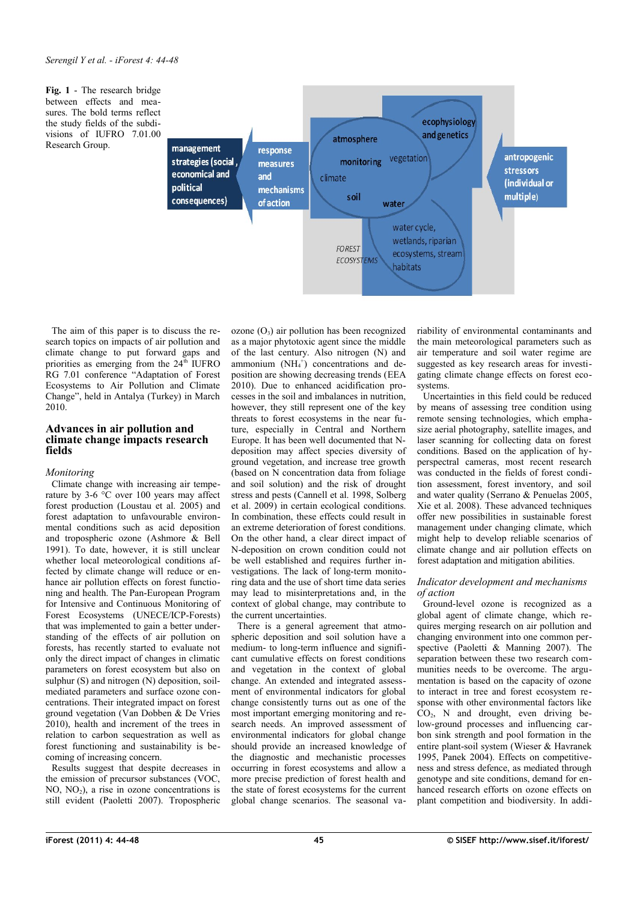**Fig. 1** - The research bridge between effects and measures. The bold terms reflect the study fields of the subdivisions of IUFRO 7.01.00 Research Group.

The aim of this paper is to discuss the research topics on impacts of air pollution and climate change to put forward gaps and priorities as emerging from the 24th IUFRO RG 7.01 conference "Adaptation of Forest Ecosystems to Air Pollution and Climate Change", held in Antalya (Turkey) in March 2010.

## Advances in air pollution and climate change impacts research fields

### *Monitoring*

Climate change with increasing air temperature by 3-6 °C over 100 years may affect forest production (Loustau et al. 2005) and forest adaptation to unfavourable environmental conditions such as acid deposition and tropospheric ozone (Ashmore & Bell 1991). To date, however, it is still unclear whether local meteorological conditions affected by climate change will reduce or enhance air pollution effects on forest functioning and health. The Pan-European Program for Intensive and Continuous Monitoring of Forest Ecosystems (UNECE/ICP-Forests) that was implemented to gain a better understanding of the effects of air pollution on forests, has recently started to evaluate not only the direct impact of changes in climatic parameters on forest ecosystem but also on sulphur (S) and nitrogen (N) deposition, soil-mediated parameters and surface ozone concentrations. Their integrated impact on forest ground vegetation (Van Dobben & De Vries 2010), health and increment of the trees in relation to carbon sequestration as well as forest functioning and sustainability is becoming of increasing concern.

Results suggest that despite decreases in the emission of precursor substances (VOC, NO, $NO_2$), a rise in ozone concentrations is still evident (Paoletti 2007). Tropospheric ozone ($O_3$) air pollution has been recognized as a major phytotoxic agent since the middle of the last century. Also nitrogen (N) and ammonium ($NH_4^+$) concentrations and deposition are showing decreasing trends (EEA 2010). Due to enhanced acidification processes in the soil and imbalances in nutrition, however, they still represent one of the key threats to forest ecosystems in the near future, especially in Central and Northern Europe. It has been well documented that N-deposition may affect species diversity of ground vegetation, and increase tree growth (based on N concentration data from foliage and soil solution) and the risk of drought stress and pests (Cannell et al. 1998, Solberg et al. 2009) in certain ecological conditions. In combination, these effects could result in an extreme deterioration of forest conditions. On the other hand, a clear direct impact of N-deposition on crown condition could not be well established and requires further investigations. The lack of long-term monitoring data and the use of short time data series may lead to misinterpretations and, in the context of global change, may contribute to the current uncertainties.

There is a general agreement that atmospheric deposition and soil solution have a medium- to long-term influence and significant cumulative effects on forest conditions and vegetation in the context of global change. An extended and integrated assessment of environmental indicators for global change consistently turns out as one of the most important emerging monitoring and research needs. An improved assessment of environmental indicators for global change should provide an increased knowledge of the diagnostic and mechanistic processes occurring in forest ecosystems and allow a more precise prediction of forest health and the state of forest ecosystems for the current global change scenarios. The seasonal variability of environmental contaminants and the main meteorological parameters such as air temperature and soil water regime are suggested as key research areas for investigating climate change effects on forest ecosystems.

Uncertainties in this field could be reduced by means of assessing tree condition using remote sensing technologies, which emphasize aerial photography, satellite images, and laser scanning for collecting data on forest conditions. Based on the application of hyperspectral cameras, most recent research was conducted in the fields of forest condition assessment, forest inventory, and soil and water quality (Serrano & Penuelas 2005, Xie et al. 2008). These advanced techniques offer new possibilities in sustainable forest management under changing climate, which might help to develop reliable scenarios of climate change and air pollution effects on forest adaptation and mitigation abilities.

### *Indicator development and mechanisms of action*

Ground-level ozone is recognized as a global agent of climate change, which requires merging research on air pollution and changing environment into one common perspective (Paoletti & Manning 2007). The separation between these two research communities needs to be overcome. The argumentation is based on the capacity of ozone to interact in tree and forest ecosystem response with other environmental factors like $CO_2$, N and drought, even driving below-ground processes and influencing carbon sink strength and pool formation in the entire plant-soil system (Wieser & Havranek 1995, Panek 2004). Effects on competitiveness and stress defence, as mediated through genotype and site conditions, demand for enhanced research efforts on ozone effects on plant competition and biodiversity. In addi-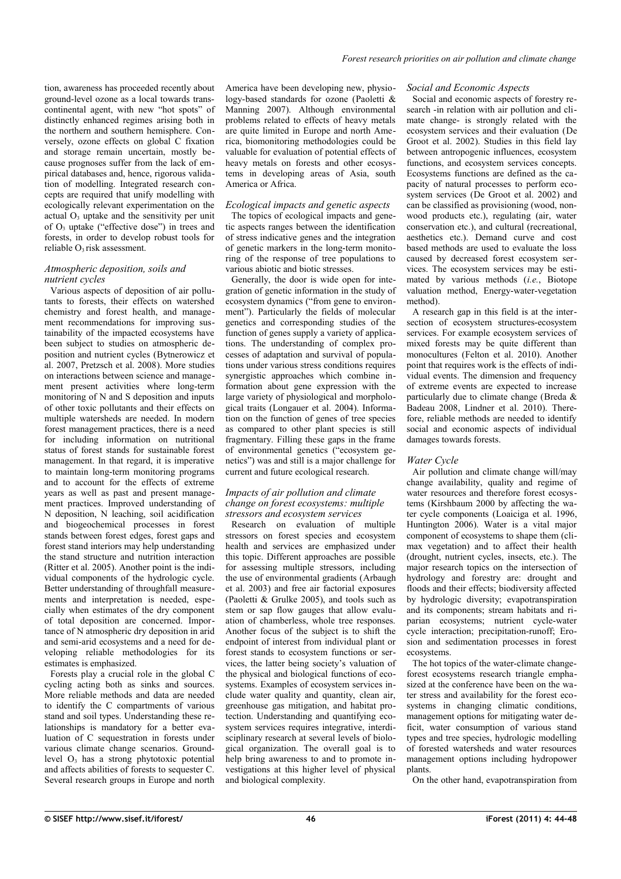tion, awareness has proceeded recently about ground-level ozone as a local towards transcontinental agent, with new "hot spots" of distinctly enhanced regimes arising both in the northern and southern hemisphere. Conversely, ozone effects on global C fixation and storage remain uncertain, mostly because prognoses suffer from the lack of empirical databases and, hence, rigorous validation of modelling. Integrated research concepts are required that unify modelling with ecologically relevant experimentation on the actual $O_3$ uptake and the sensitivity per unit of $O_3$ uptake ("effective dose") in trees and forests, in order to develop robust tools for reliable $O_3$ risk assessment.

### *Atmospheric deposition, soils and nutrient cycles*

Various aspects of deposition of air pollutants to forests, their effects on watershed chemistry and forest health, and management recommendations for improving sustainability of the impacted ecosystems have been subject to studies on atmospheric deposition and nutrient cycles (Bytnerowicz et al. 2007, Pretzsch et al. 2008). More studies on interactions between science and management present activities where long-term monitoring of N and S deposition and inputs of other toxic pollutants and their effects on multiple watersheds are needed. In modern forest management practices, there is a need for including information on nutritional status of forest stands for sustainable forest management. In that regard, it is imperative to maintain long-term monitoring programs and to account for the effects of extreme years as well as past and present management practices. Improved understanding of N deposition, N leaching, soil acidification and biogeochemical processes in forest stands between forest edges, forest gaps and forest stand interiors may help understanding the stand structure and nutrition interaction (Ritter et al. 2005). Another point is the individual components of the hydrologic cycle. Better understanding of throughfall measurements and interpretation is needed, especially when estimates of the dry component of total deposition are concerned. Importance of N atmospheric dry deposition in arid and semi-arid ecosystems and a need for developing reliable methodologies for its estimates is emphasized.

Forests play a crucial role in the global C cycling acting both as sinks and sources. More reliable methods and data are needed to identify the C compartments of various stand and soil types. Understanding these relationships is mandatory for a better evaluation of C sequestration in forests under various climate change scenarios. Ground-level $O_3$ has a strong phytotoxic potential and affects abilities of forests to sequester C. Several research groups in Europe and north America have been developing new, physiology-based standards for ozone (Paoletti & Manning 2007). Although environmental problems related to effects of heavy metals are quite limited in Europe and north America, biomonitoring methodologies could be valuable for evaluation of potential effects of heavy metals on forests and other ecosystems in developing areas of Asia, south America or Africa.

### *Ecological impacts and genetic aspects*

The topics of ecological impacts and genetic aspects ranges between the identification of stress indicative genes and the integration of genetic markers in the long-term monitoring of the response of tree populations to various abiotic and biotic stresses.

Generally, the door is wide open for integration of genetic information in the study of ecosystem dynamics ("from gene to environment"). Particularly the fields of molecular genetics and corresponding studies of the function of genes supply a variety of applications. The understanding of complex processes of adaptation and survival of populations under various stress conditions requires synergistic approaches which combine information about gene expression with the large variety of physiological and morphological traits (Longauer et al. 2004). Information on the function of genes of tree species as compared to other plant species is still fragmentary. Filling these gaps in the frame of environmental genetics ("ecosystem genetics") was and still is a major challenge for current and future ecological research.

### *Impacts of air pollution and climate change on forest ecosystems: multiple stressors and ecosystem services*

Research on evaluation of multiple stressors on forest species and ecosystem health and services are emphasized under this topic. Different approaches are possible for assessing multiple stressors, including the use of environmental gradients (Arbaugh et al. 2003) and free air factorial exposures (Paoletti & Grulke 2005), and tools such as stem or sap flow gauges that allow evaluation of chamberless, whole tree responses. Another focus of the subject is to shift the endpoint of interest from individual plant or forest stands to ecosystem functions or services, the latter being society's valuation of the physical and biological functions of ecosystems. Examples of ecosystem services include water quality and quantity, clean air, greenhouse gas mitigation, and habitat protection. Understanding and quantifying ecosystem services requires integrative, interdisciplinary research at several levels of biological organization. The overall goal is to help bring awareness to and to promote investigations at this higher level of physical and biological complexity.

### *Social and Economic Aspects*

Social and economic aspects of forestry research -in relation with air pollution and climate change- is strongly related with the ecosystem services and their evaluation (De Groot et al. 2002). Studies in this field lay between antropogenic influences, ecosystem functions, and ecosystem services concepts. Ecosystems functions are defined as the capacity of natural processes to perform ecosystem services (De Groot et al. 2002) and can be classified as provisioning (wood, non-wood products etc.), regulating (air, water conservation etc.), and cultural (recreational, aesthetics etc.). Demand curve and cost based methods are used to evaluate the loss caused by decreased forest ecosystem services. The ecosystem services may be estimated by various methods (*i.e.*, Biotope valuation method, Energy-water-vegetation method).

A research gap in this field is at the intersection of ecosystem structures-ecosystem services. For example ecosystem services of mixed forests may be quite different than monocultures (Felton et al. 2010). Another point that requires work is the effects of individual events. The dimension and frequency of extreme events are expected to increase particularly due to climate change (Breda & Badeau 2008, Lindner et al. 2010). Therefore, reliable methods are needed to identify social and economic aspects of individual damages towards forests.

### *Water Cycle*

Air pollution and climate change will/may change availability, quality and regime of water resources and therefore forest ecosystems (Kirshbaum 2000 by affecting the water cycle components (Loaiciga et al. 1996, Huntington 2006). Water is a vital major component of ecosystems to shape them (climax vegetation) and to affect their health (drought, nutrient cycles, insects, etc.). The major research topics on the intersection of hydrology and forestry are: drought and floods and their effects; biodiversity affected by hydrologic diversity; evapotranspiration and its components; stream habitats and riparian ecosystems; nutrient cycle-water cycle interaction; precipitation-runoff; Erosion and sedimentation processes in forest ecosystems.

The hot topics of the water-climate change-forest ecosystems research triangle emphasized at the conference have been on the water stress and availability for the forest ecosystems in changing climatic conditions, management options for mitigating water deficit, water consumption of various stand types and tree species, hydrologic modelling of forested watersheds and water resources management options including hydropower plants.

On the other hand, evapotranspiration from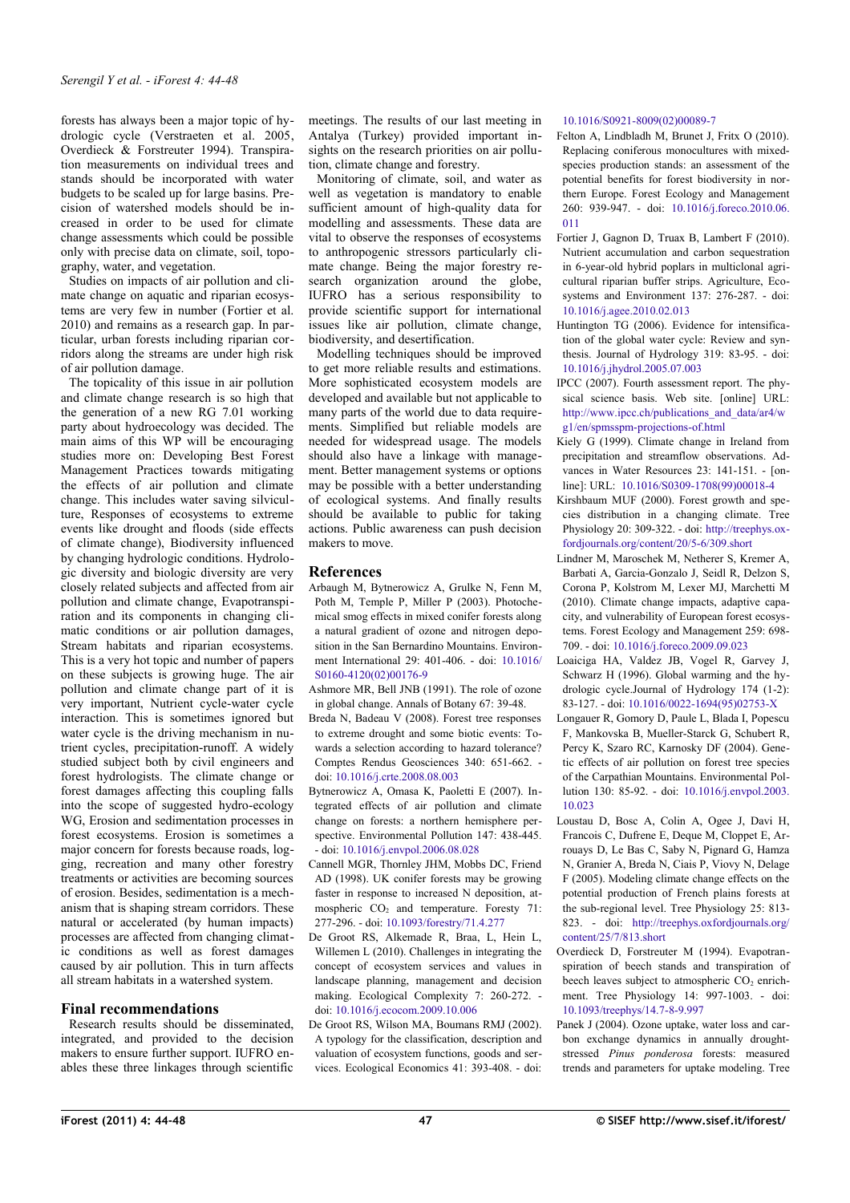forests has always been a major topic of hydrologic cycle (Verstraeten et al. 2005, Overdieck & Forstreuter 1994). Transpiration measurements on individual trees and stands should be incorporated with water budgets to be scaled up for large basins. Precision of watershed models should be increased in order to be used for climate change assessments which could be possible only with precise data on climate, soil, topography, water, and vegetation.

Studies on impacts of air pollution and climate change on aquatic and riparian ecosystems are very few in number (Fortier et al. 2010) and remains as a research gap. In particular, urban forests including riparian corridors along the streams are under high risk of air pollution damage.

The topicality of this issue in air pollution and climate change research is so high that the generation of a new RG 7.01 working party about hydroecology was decided. The main aims of this WP will be encouraging studies more on: Developing Best Forest Management Practices towards mitigating the effects of air pollution and climate change. This includes water saving silviculture, Responses of ecosystems to extreme events like drought and floods (side effects of climate change), Biodiversity influenced by changing hydrologic conditions. Hydrologic diversity and biologic diversity are very closely related subjects and affected from air pollution and climate change, Evapotranspiration and its components in changing climatic conditions or air pollution damages, Stream habitats and riparian ecosystems. This is a very hot topic and number of papers on these subjects is growing huge. The air pollution and climate change part of it is very important, Nutrient cycle-water cycle interaction. This is sometimes ignored but water cycle is the driving mechanism in nutrient cycles, precipitation-runoff. A widely studied subject both by civil engineers and forest hydrologists. The climate change or forest damages affecting this coupling falls into the scope of suggested hydro-ecology WG, Erosion and sedimentation processes in forest ecosystems. Erosion is sometimes a major concern for forests because roads, logging, recreation and many other forestry treatments or activities are becoming sources of erosion. Besides, sedimentation is a mechanism that is shaping stream corridors. These natural or accelerated (by human impacts) processes are affected from changing climatic conditions as well as forest damages caused by air pollution. This in turn affects all stream habitats in a watershed system.

## Final recommendations

Research results should be disseminated, integrated, and provided to the decision makers to ensure further support. IUFRO enables these three linkages through scientific meetings. The results of our last meeting in Antalya (Turkey) provided important insights on the research priorities on air pollution, climate change and forestry.

Monitoring of climate, soil, and water as well as vegetation is mandatory to enable sufficient amount of high-quality data for modelling and assessments. These data are vital to observe the responses of ecosystems to anthropogenic stressors particularly climate change. Being the major forestry research organization around the globe, IUFRO has a serious responsibility to provide scientific support for international issues like air pollution, climate change, biodiversity, and desertification.

Modelling techniques should be improved to get more reliable results and estimations. More sophisticated ecosystem models are developed and available but not applicable to many parts of the world due to data requirements. Simplified but reliable models are needed for widespread usage. The models should also have a linkage with management. Better management systems or options may be possible with a better understanding of ecological systems. And finally results should be available to public for taking actions. Public awareness can push decision makers to move.

## References

Arbaugh M, Bytnerowicz A, Grulke N, Fenn M, Poth M, Temple P, Miller P (2003). Photochemical smog effects in mixed conifer forests along a natural gradient of ozone and nitrogen deposition in the San Bernardino Mountains. Environment International 29: 401-406. - doi: 10.1016/S0160-4120(02)00176-9

Ashmore MR, Bell JNB (1991). The role of ozone in global change. Annals of Botany 67: 39-48.

Breda N, Badeau V (2008). Forest tree responses to extreme drought and some biotic events: Towards a selection according to hazard tolerance? Comptes Rendus Geosciences 340: 651-662. - doi: 10.1016/j.crte.2008.08.003

Bytnerowicz A, Omasa K, Paoletti E (2007). Integrated effects of air pollution and climate change on forests: a northern hemisphere perspective. Environmental Pollution 147: 438-445. - doi: 10.1016/j.envpol.2006.08.028

Cannell MGR, Thornley JHM, Mobbs DC, Friend AD (1998). UK conifer forests may be growing faster in response to increased N deposition, atmospheric $CO_2$ and temperature. Foresty 71: 277-296. - doi: 10.1093/forestry/71.4.277

De Groot RS, Alkemade R, Braa, L, Hein L, Willemen L (2010). Challenges in integrating the concept of ecosystem services and values in landscape planning, management and decision making. Ecological Complexity 7: 260-272. - doi: 10.1016/j.ecocom.2009.10.006

De Groot RS, Wilson MA, Boumans RMJ (2002). A typology for the classification, description and valuation of ecosystem functions, goods and services. Ecological Economics 41: 393-408. - doi: 10.1016/S0921-8009(02)00089-7

Felton A, Lindbladh M, Brunet J, Fritx O (2010). Replacing coniferous monocultures with mixed-species production stands: an assessment of the potential benefits for forest biodiversity in northern Europe. Forest Ecology and Management 260: 939-947. - doi: 10.1016/j.foreco.2010.06.011

Fortier J, Gagnon D, Truax B, Lambert F (2010). Nutrient accumulation and carbon sequestration in 6-year-old hybrid poplars in multiclonal agricultural riparian buffer strips. Agriculture, Ecosystems and Environment 137: 276-287. - doi: 10.1016/j.agee.2010.02.013

Huntington TG (2006). Evidence for intensification of the global water cycle: Review and synthesis. Journal of Hydrology 319: 83-95. - doi: 10.1016/j.jhydrol.2005.07.003

IPCC (2007). Fourth assessment report. The physical science basis. Web site. [online] URL: http://www.ipcc.ch/publications_and_data/ar4/wg1/en/spmsspm-projections-of.html

Kiely G (1999). Climate change in Ireland from precipitation and streamflow observations. Advances in Water Resources 23: 141-151. - [online]: URL: 10.1016/S0309-1708(99)00018-4

Kirshbaum MUF (2000). Forest growth and species distribution in a changing climate. Tree Physiology 20: 309-322. - doi: http://treephys.oxfordjournals.org/content/20/5-6/309.short

Lindner M, Maroschek M, Netherer S, Kremer A, Barbati A, Garcia-Gonzalo J, Seidl R, Delzon S, Corona P, Kolstrom M, Lexer MJ, Marchetti M (2010). Climate change impacts, adaptive capacity, and vulnerability of European forest ecosystems. Forest Ecology and Management 259: 698-709. - doi: 10.1016/j.foreco.2009.09.023

Loaiciga HA, Valdez JB, Vogel R, Garvey J, Schwarz H (1996). Global warming and the hydrologic cycle.Journal of Hydrology 174 (1-2): 83-127. - doi: 10.1016/0022-1694(95)02753-X

Longauer R, Gomory D, Paule L, Blada I, Popescu F, Mankovska B, Mueller-Starck G, Schubert R, Percy K, Szaro RC, Karnosky DF (2004). Genetic effects of air pollution on forest tree species of the Carpathian Mountains. Environmental Pollution 130: 85-92. - doi: 10.1016/j.envpol.2003.10.023

Loustau D, Bosc A, Colin A, Ogee J, Davi H, Francois C, Dufrene E, Deque M, Cloppet E, Arrouays D, Le Bas C, Saby N, Pignard G, Hamza N, Granier A, Breda N, Ciais P, Viovy N, Delage F (2005). Modeling climate change effects on the potential production of French plains forests at the sub-regional level. Tree Physiology 25: 813-823. - doi: http://treephys.oxfordjournals.org/content/25/7/813.short

Overdieck D, Forstreuter M (1994). Evapotranspiration of beech stands and transpiration of beech leaves subject to atmospheric $CO_2$ enrichment. Tree Physiology 14: 997-1003. - doi: 10.1093/treephys/14.7-8-9.997

Panek J (2004). Ozone uptake, water loss and carbon exchange dynamics in annually drought-stressed *Pinus ponderosa* forests: measured trends and parameters for uptake modeling. Tree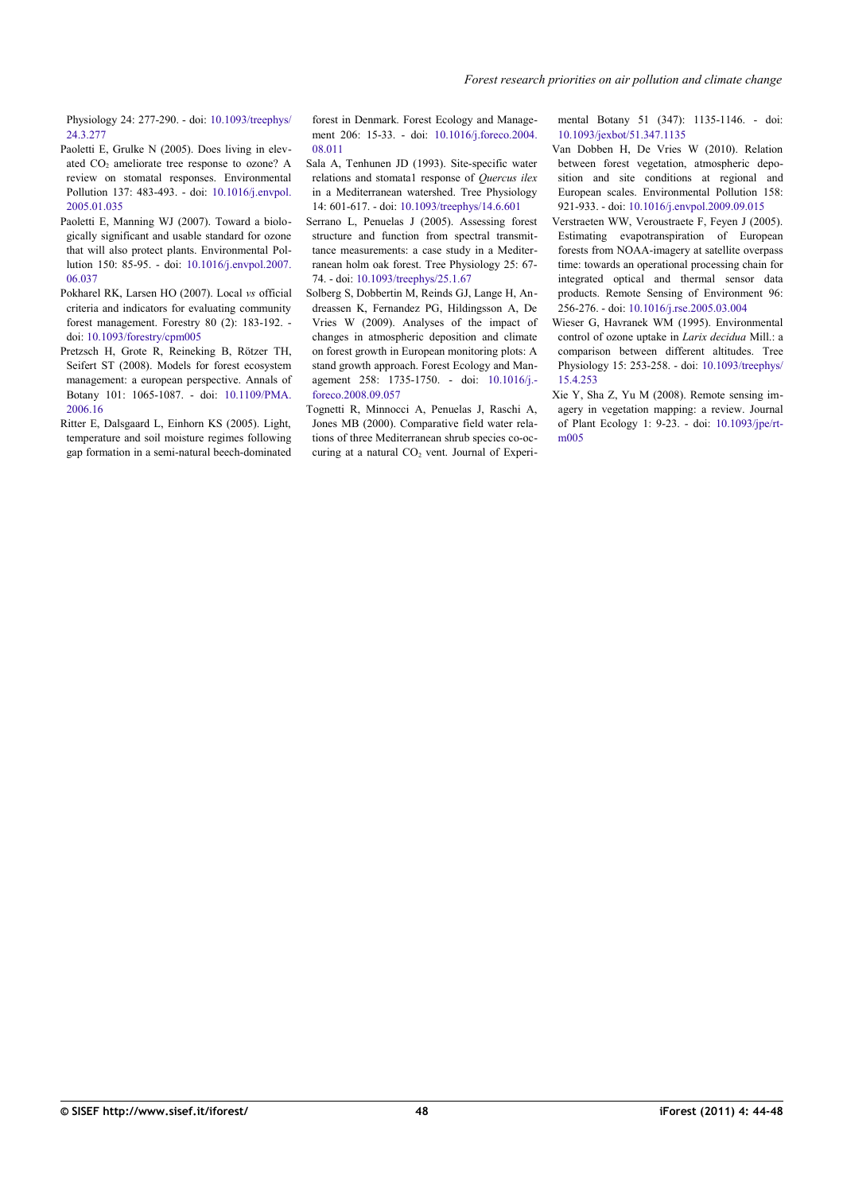Physiology 24: 277-290. - doi: 10.1093/treephys/24.3.277

Paoletti E, Grulke N (2005). Does living in elevated $CO_2$ ameliorate tree response to ozone? A review on stomatal responses. Environmental Pollution 137: 483-493. - doi: 10.1016/j.envpol.2005.01.035

Paoletti E, Manning WJ (2007). Toward a biologically significant and usable standard for ozone that will also protect plants. Environmental Pollution 150: 85-95. - doi: 10.1016/j.envpol.2007.06.037

Pokharel RK, Larsen HO (2007). Local *vs* official criteria and indicators for evaluating community forest management. Forestry 80 (2): 183-192. - doi: 10.1093/forestry/cpm005

Pretzsch H, Grote R, Reineking B, Rötzer TH, Seifert ST (2008). Models for forest ecosystem management: a european perspective. Annals of Botany 101: 1065-1087. - doi: 10.1109/PMA.2006.16

Ritter E, Dalsgaard L, Einhorn KS (2005). Light, temperature and soil moisture regimes following gap formation in a semi-natural beech-dominated forest in Denmark. Forest Ecology and Management 206: 15-33. - doi: 10.1016/j.foreco.2004.08.011

Sala A, Tenhunen JD (1993). Site-specific water relations and stomata1 response of *Quercus ilex* in a Mediterranean watershed. Tree Physiology 14: 601-617. - doi: 10.1093/treephys/14.6.601

Serrano L, Penuelas J (2005). Assessing forest structure and function from spectral transmittance measurements: a case study in a Mediterranean holm oak forest. Tree Physiology 25: 67-74. - doi: 10.1093/treephys/25.1.67

Solberg S, Dobbertin M, Reinds GJ, Lange H, Andreassen K, Fernandez PG, Hildingsson A, De Vries W (2009). Analyses of the impact of changes in atmospheric deposition and climate on forest growth in European monitoring plots: A stand growth approach. Forest Ecology and Management 258: 1735-1750. - doi: 10.1016/j.foreco.2008.09.057

Tognetti R, Minnocci A, Penuelas J, Raschi A, Jones MB (2000). Comparative field water relations of three Mediterranean shrub species co-occuring at a natural $CO_2$ vent. Journal of Experimental Botany 51 (347): 1135-1146. - doi: 10.1093/jexbot/51.347.1135

Van Dobben H, De Vries W (2010). Relation between forest vegetation, atmospheric deposition and site conditions at regional and European scales. Environmental Pollution 158: 921-933. - doi: 10.1016/j.envpol.2009.09.015

Verstraeten WW, Veroustraete F, Feyen J (2005). Estimating evapotranspiration of European forests from NOAA-imagery at satellite overpass time: towards an operational processing chain for integrated optical and thermal sensor data products. Remote Sensing of Environment 96: 256-276. - doi: 10.1016/j.rse.2005.03.004

Wieser G, Havranek WM (1995). Environmental control of ozone uptake in *Larix decidua* Mill.: a comparison between different altitudes. Tree Physiology 15: 253-258. - doi: 10.1093/treephys/15.4.253

Xie Y, Sha Z, Yu M (2008). Remote sensing imagery in vegetation mapping: a review. Journal of Plant Ecology 1: 9-23. - doi: 10.1093/jpe/rtm005